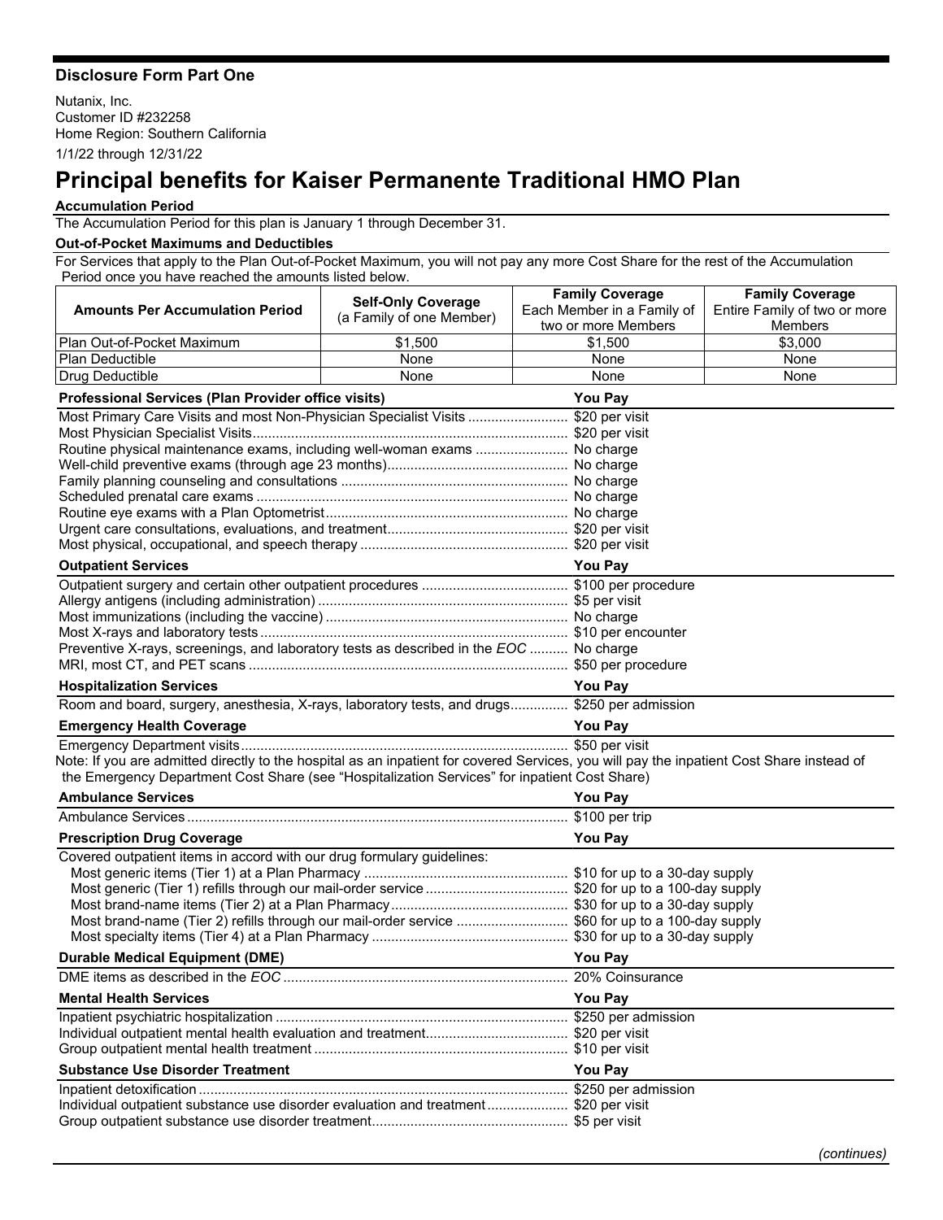**Disclosure Form Part One**

Nutanix, Inc.
Customer ID #232258
Home Region: Southern California
1/1/22 through 12/31/22

# Principal benefits for Kaiser Permanente Traditional HMO Plan

**Accumulation Period**

The Accumulation Period for this plan is January 1 through December 31.

**Out-of-Pocket Maximums and Deductibles**

For Services that apply to the Plan Out-of-Pocket Maximum, you will not pay any more Cost Share for the rest of the Accumulation Period once you have reached the amounts listed below.

| Amounts Per Accumulation Period | Self-Only Coverage (a Family of one Member) | Family Coverage Each Member in a Family of two or more Members | Family Coverage Entire Family of two or more Members |
|---|---|---|---|
| Plan Out-of-Pocket Maximum | $1,500 | $1,500 | $3,000 |
| Plan Deductible | None | None | None |
| Drug Deductible | None | None | None |

| Professional Services (Plan Provider office visits) | You Pay |
|---|---|
| Most Primary Care Visits and most Non-Physician Specialist Visits | $20 per visit |
| Most Physician Specialist Visits | $20 per visit |
| Routine physical maintenance exams, including well-woman exams | No charge |
| Well-child preventive exams (through age 23 months) | No charge |
| Family planning counseling and consultations | No charge |
| Scheduled prenatal care exams | No charge |
| Routine eye exams with a Plan Optometrist | No charge |
| Urgent care consultations, evaluations, and treatment | $20 per visit |
| Most physical, occupational, and speech therapy | $20 per visit |

| Outpatient Services | You Pay |
|---|---|
| Outpatient surgery and certain other outpatient procedures | $100 per procedure |
| Allergy antigens (including administration) | $5 per visit |
| Most immunizations (including the vaccine) | No charge |
| Most X-rays and laboratory tests | $10 per encounter |
| Preventive X-rays, screenings, and laboratory tests as described in the *EOC* | No charge |
| MRI, most CT, and PET scans | $50 per procedure |

| Hospitalization Services | You Pay |
|---|---|
| Room and board, surgery, anesthesia, X-rays, laboratory tests, and drugs | $250 per admission |

| Emergency Health Coverage | You Pay |
|---|---|
| Emergency Department visits | $50 per visit |

Note: If you are admitted directly to the hospital as an inpatient for covered Services, you will pay the inpatient Cost Share instead of the Emergency Department Cost Share (see "Hospitalization Services" for inpatient Cost Share)

| Ambulance Services | You Pay |
|---|---|
| Ambulance Services | $100 per trip |

| Prescription Drug Coverage | You Pay |
|---|---|
| Covered outpatient items in accord with our drug formulary guidelines: | |
| Most generic items (Tier 1) at a Plan Pharmacy | $10 for up to a 30-day supply |
| Most generic (Tier 1) refills through our mail-order service | $20 for up to a 100-day supply |
| Most brand-name items (Tier 2) at a Plan Pharmacy | $30 for up to a 30-day supply |
| Most brand-name (Tier 2) refills through our mail-order service | $60 for up to a 100-day supply |
| Most specialty items (Tier 4) at a Plan Pharmacy | $30 for up to a 30-day supply |

| Durable Medical Equipment (DME) | You Pay |
|---|---|
| DME items as described in the *EOC* | 20% Coinsurance |

| Mental Health Services | You Pay |
|---|---|
| Inpatient psychiatric hospitalization | $250 per admission |
| Individual outpatient mental health evaluation and treatment | $20 per visit |
| Group outpatient mental health treatment | $10 per visit |

| Substance Use Disorder Treatment | You Pay |
|---|---|
| Inpatient detoxification | $250 per admission |
| Individual outpatient substance use disorder evaluation and treatment | $20 per visit |
| Group outpatient substance use disorder treatment | $5 per visit |

*(continues)*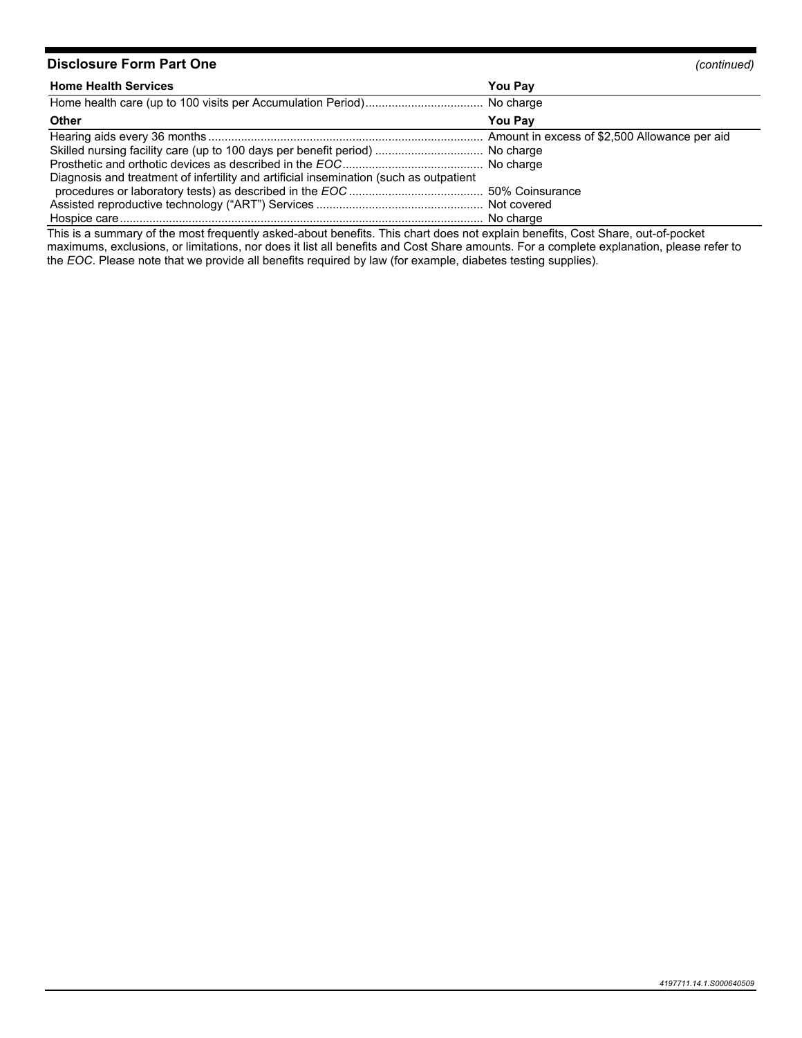## Disclosure Form Part One

*(continued)*

| Home Health Services | You Pay |
|---|---|
| Home health care (up to 100 visits per Accumulation Period) | No charge |

| Other | You Pay |
|---|---|
| Hearing aids every 36 months | Amount in excess of $2,500 Allowance per aid |
| Skilled nursing facility care (up to 100 days per benefit period) | No charge |
| Prosthetic and orthotic devices as described in the *EOC* | No charge |
| Diagnosis and treatment of infertility and artificial insemination (such as outpatient procedures or laboratory tests) as described in the *EOC* | 50% Coinsurance |
| Assisted reproductive technology ("ART") Services | Not covered |
| Hospice care | No charge |

This is a summary of the most frequently asked-about benefits. This chart does not explain benefits, Cost Share, out-of-pocket maximums, exclusions, or limitations, nor does it list all benefits and Cost Share amounts. For a complete explanation, please refer to the *EOC*. Please note that we provide all benefits required by law (for example, diabetes testing supplies).

*4197711.14.1.S000640509*